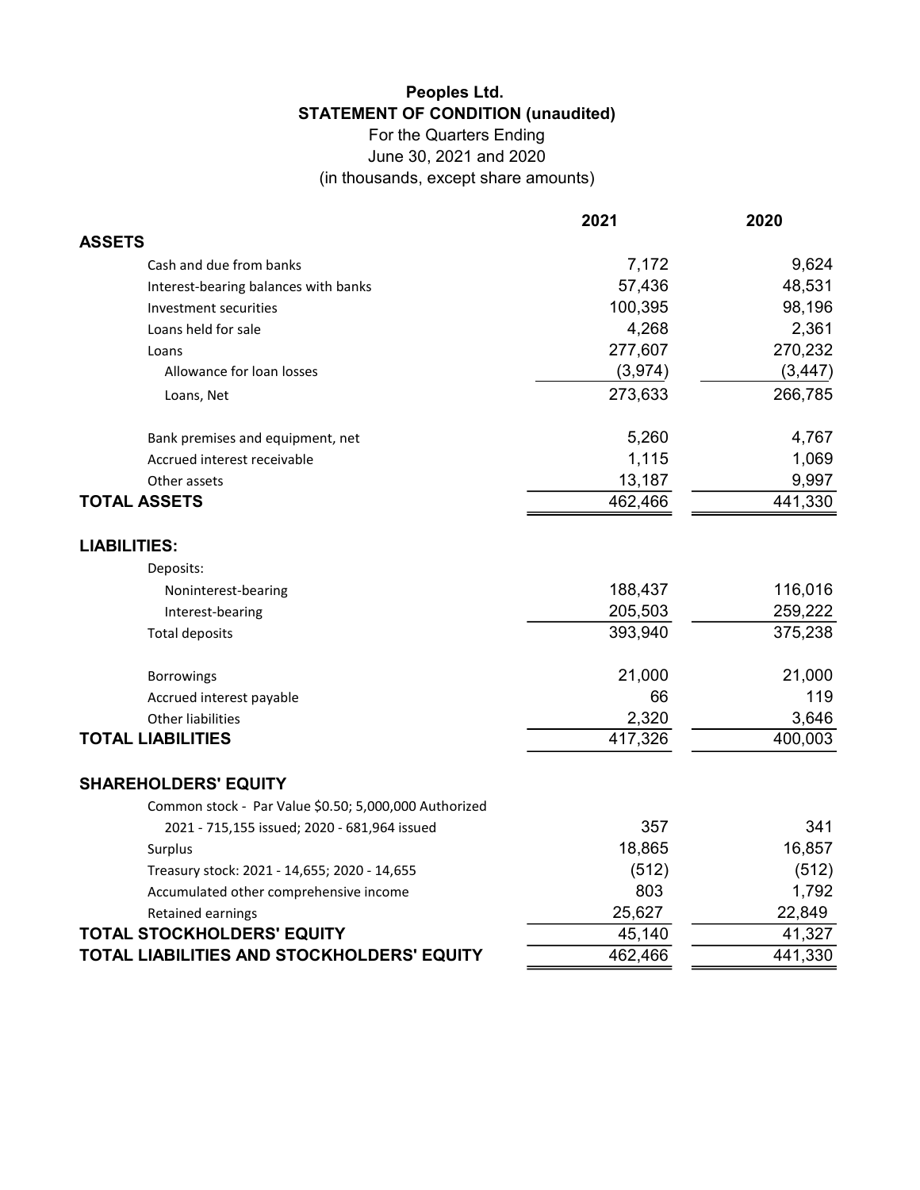# Peoples Ltd.

## STATEMENT OF CONDITION (unaudited)

For the Quarters Ending
June 30, 2021 and 2020
(in thousands, except share amounts)

| | 2021 | 2020 |
|---|---|---|
| **ASSETS** | | |
| Cash and due from banks | 7,172 | 9,624 |
| Interest-bearing balances with banks | 57,436 | 48,531 |
| Investment securities | 100,395 | 98,196 |
| Loans held for sale | 4,268 | 2,361 |
| Loans | 277,607 | 270,232 |
| Allowance for loan losses | (3,974) | (3,447) |
| Loans, Net | 273,633 | 266,785 |
| Bank premises and equipment, net | 5,260 | 4,767 |
| Accrued interest receivable | 1,115 | 1,069 |
| Other assets | 13,187 | 9,997 |
| **TOTAL ASSETS** | 462,466 | 441,330 |
| **LIABILITIES:** | | |
| Deposits: | | |
| Noninterest-bearing | 188,437 | 116,016 |
| Interest-bearing | 205,503 | 259,222 |
| Total deposits | 393,940 | 375,238 |
| Borrowings | 21,000 | 21,000 |
| Accrued interest payable | 66 | 119 |
| Other liabilities | 2,320 | 3,646 |
| **TOTAL LIABILITIES** | 417,326 | 400,003 |
| **SHAREHOLDERS' EQUITY** | | |
| Common stock - Par Value $0.50; 5,000,000 Authorized 2021 - 715,155 issued; 2020 - 681,964 issued | 357 | 341 |
| Surplus | 18,865 | 16,857 |
| Treasury stock: 2021 - 14,655; 2020 - 14,655 | (512) | (512) |
| Accumulated other comprehensive income | 803 | 1,792 |
| Retained earnings | 25,627 | 22,849 |
| **TOTAL STOCKHOLDERS' EQUITY** | 45,140 | 41,327 |
| **TOTAL LIABILITIES AND STOCKHOLDERS' EQUITY** | 462,466 | 441,330 |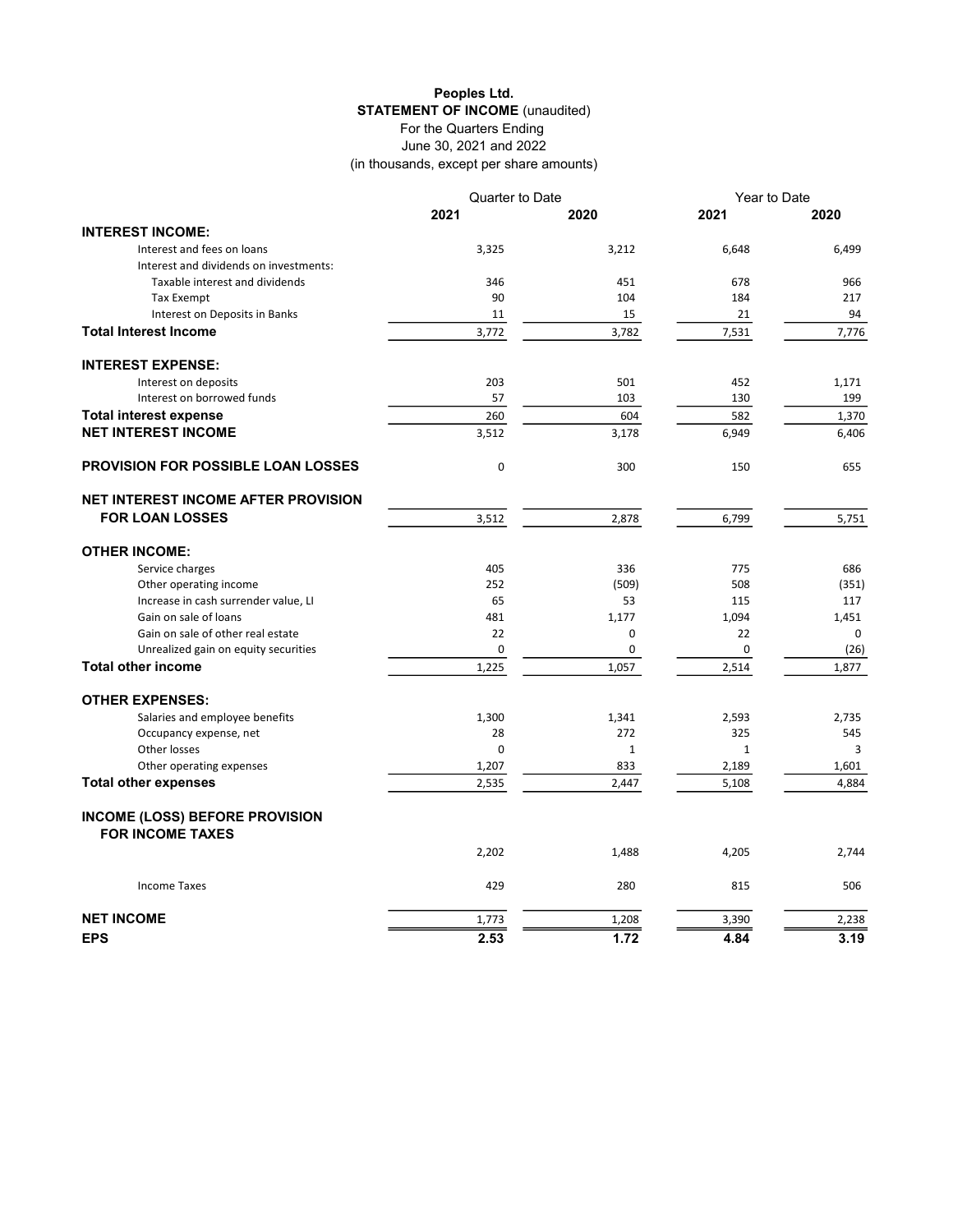**Peoples Ltd.**
**STATEMENT OF INCOME** (unaudited)
For the Quarters Ending
June 30, 2021 and 2022
(in thousands, except per share amounts)

| | Quarter to Date | | Year to Date | |
|---|---|---|---|---|
| | **2021** | **2020** | **2021** | **2020** |
| **INTEREST INCOME:** | | | | |
| Interest and fees on loans | 3,325 | 3,212 | 6,648 | 6,499 |
| Interest and dividends on investments: | | | | |
| Taxable interest and dividends | 346 | 451 | 678 | 966 |
| Tax Exempt | 90 | 104 | 184 | 217 |
| Interest on Deposits in Banks | 11 | 15 | 21 | 94 |
| **Total Interest Income** | 3,772 | 3,782 | 7,531 | 7,776 |
| **INTEREST EXPENSE:** | | | | |
| Interest on deposits | 203 | 501 | 452 | 1,171 |
| Interest on borrowed funds | 57 | 103 | 130 | 199 |
| **Total interest expense** | 260 | 604 | 582 | 1,370 |
| **NET INTEREST INCOME** | 3,512 | 3,178 | 6,949 | 6,406 |
| **PROVISION FOR POSSIBLE LOAN LOSSES** | 0 | 300 | 150 | 655 |
| **NET INTEREST INCOME AFTER PROVISION FOR LOAN LOSSES** | 3,512 | 2,878 | 6,799 | 5,751 |
| **OTHER INCOME:** | | | | |
| Service charges | 405 | 336 | 775 | 686 |
| Other operating income | 252 | (509) | 508 | (351) |
| Increase in cash surrender value, LI | 65 | 53 | 115 | 117 |
| Gain on sale of loans | 481 | 1,177 | 1,094 | 1,451 |
| Gain on sale of other real estate | 22 | 0 | 22 | 0 |
| Unrealized gain on equity securities | 0 | 0 | 0 | (26) |
| **Total other income** | 1,225 | 1,057 | 2,514 | 1,877 |
| **OTHER EXPENSES:** | | | | |
| Salaries and employee benefits | 1,300 | 1,341 | 2,593 | 2,735 |
| Occupancy expense, net | 28 | 272 | 325 | 545 |
| Other losses | 0 | 1 | 1 | 3 |
| Other operating expenses | 1,207 | 833 | 2,189 | 1,601 |
| **Total other expenses** | 2,535 | 2,447 | 5,108 | 4,884 |
| **INCOME (LOSS) BEFORE PROVISION FOR INCOME TAXES** | 2,202 | 1,488 | 4,205 | 2,744 |
| Income Taxes | 429 | 280 | 815 | 506 |
| **NET INCOME** | 1,773 | 1,208 | 3,390 | 2,238 |
| **EPS** | **2.53** | **1.72** | **4.84** | **3.19** |